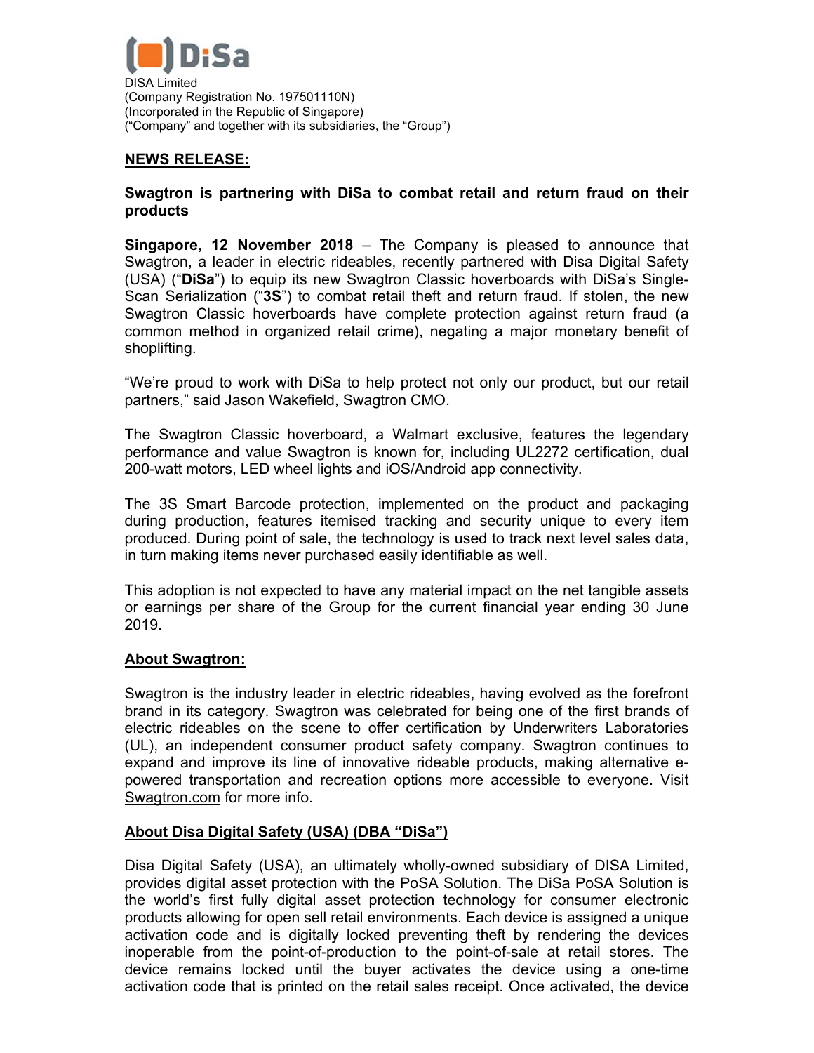DISA Limited
(Company Registration No. 197501110N)
(Incorporated in the Republic of Singapore)
("Company" and together with its subsidiaries, the "Group")

## NEWS RELEASE:

**Swagtron is partnering with DiSa to combat retail and return fraud on their products**

**Singapore, 12 November 2018** – The Company is pleased to announce that Swagtron, a leader in electric rideables, recently partnered with Disa Digital Safety (USA) ("**DiSa**") to equip its new Swagtron Classic hoverboards with DiSa's Single-Scan Serialization ("**3S**") to combat retail theft and return fraud. If stolen, the new Swagtron Classic hoverboards have complete protection against return fraud (a common method in organized retail crime), negating a major monetary benefit of shoplifting.

"We're proud to work with DiSa to help protect not only our product, but our retail partners," said Jason Wakefield, Swagtron CMO.

The Swagtron Classic hoverboard, a Walmart exclusive, features the legendary performance and value Swagtron is known for, including UL2272 certification, dual 200-watt motors, LED wheel lights and iOS/Android app connectivity.

The 3S Smart Barcode protection, implemented on the product and packaging during production, features itemised tracking and security unique to every item produced. During point of sale, the technology is used to track next level sales data, in turn making items never purchased easily identifiable as well.

This adoption is not expected to have any material impact on the net tangible assets or earnings per share of the Group for the current financial year ending 30 June 2019.

## About Swagtron:

Swagtron is the industry leader in electric rideables, having evolved as the forefront brand in its category. Swagtron was celebrated for being one of the first brands of electric rideables on the scene to offer certification by Underwriters Laboratories (UL), an independent consumer product safety company. Swagtron continues to expand and improve its line of innovative rideable products, making alternative e-powered transportation and recreation options more accessible to everyone. Visit Swagtron.com for more info.

## About Disa Digital Safety (USA) (DBA "DiSa")

Disa Digital Safety (USA), an ultimately wholly-owned subsidiary of DISA Limited, provides digital asset protection with the PoSA Solution. The DiSa PoSA Solution is the world's first fully digital asset protection technology for consumer electronic products allowing for open sell retail environments. Each device is assigned a unique activation code and is digitally locked preventing theft by rendering the devices inoperable from the point-of-production to the point-of-sale at retail stores. The device remains locked until the buyer activates the device using a one-time activation code that is printed on the retail sales receipt. Once activated, the device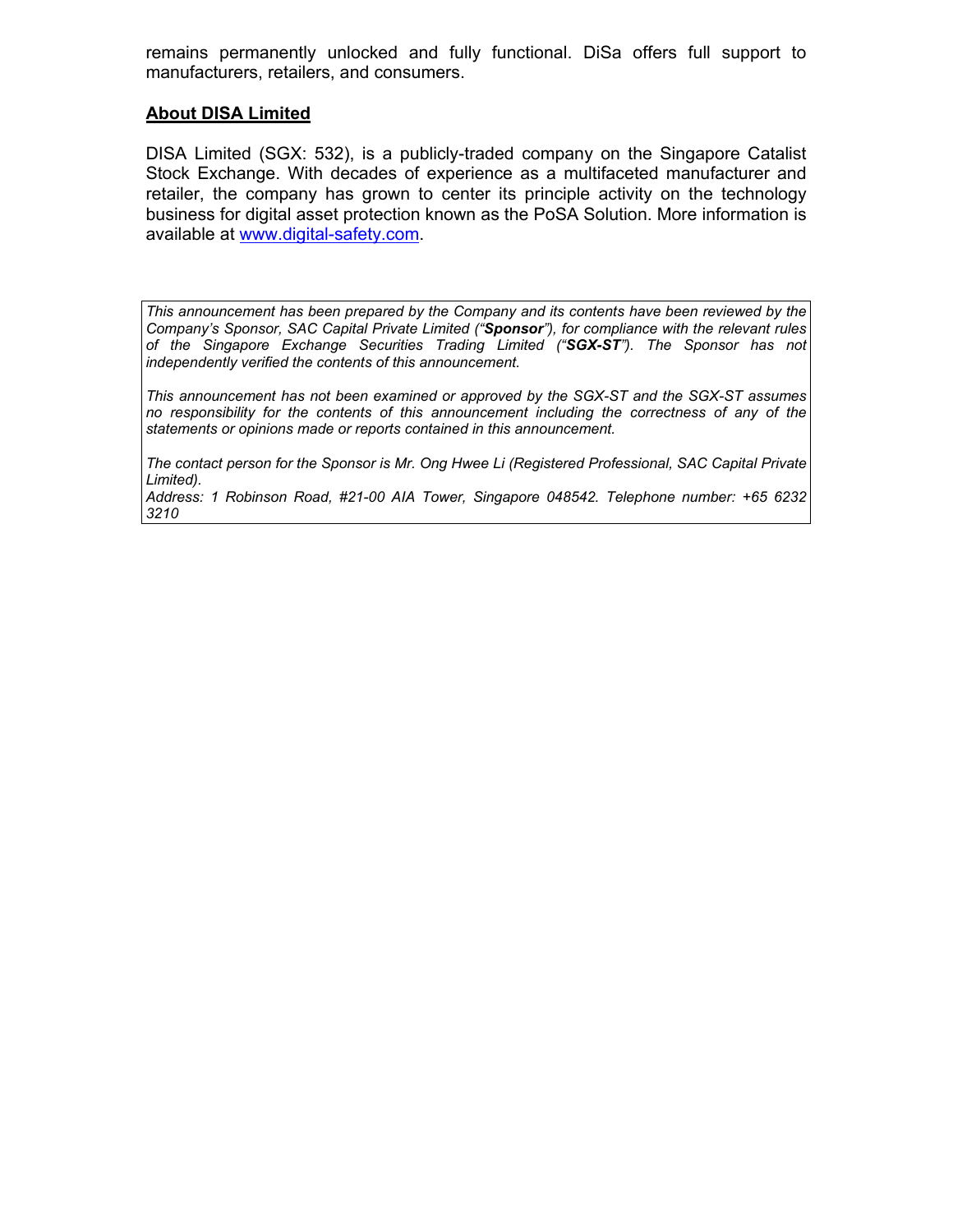remains permanently unlocked and fully functional. DiSa offers full support to manufacturers, retailers, and consumers.

## About DISA Limited

DISA Limited (SGX: 532), is a publicly-traded company on the Singapore Catalist Stock Exchange. With decades of experience as a multifaceted manufacturer and retailer, the company has grown to center its principle activity on the technology business for digital asset protection known as the PoSA Solution. More information is available at [www.digital-safety.com](http://www.digital-safety.com).

*This announcement has been prepared by the Company and its contents have been reviewed by the Company's Sponsor, SAC Capital Private Limited ("**Sponsor**"), for compliance with the relevant rules of the Singapore Exchange Securities Trading Limited ("**SGX-ST**"). The Sponsor has not independently verified the contents of this announcement.*

*This announcement has not been examined or approved by the SGX-ST and the SGX-ST assumes no responsibility for the contents of this announcement including the correctness of any of the statements or opinions made or reports contained in this announcement.*

*The contact person for the Sponsor is Mr. Ong Hwee Li (Registered Professional, SAC Capital Private Limited).*
*Address: 1 Robinson Road, #21-00 AIA Tower, Singapore 048542. Telephone number: +65 6232 3210*